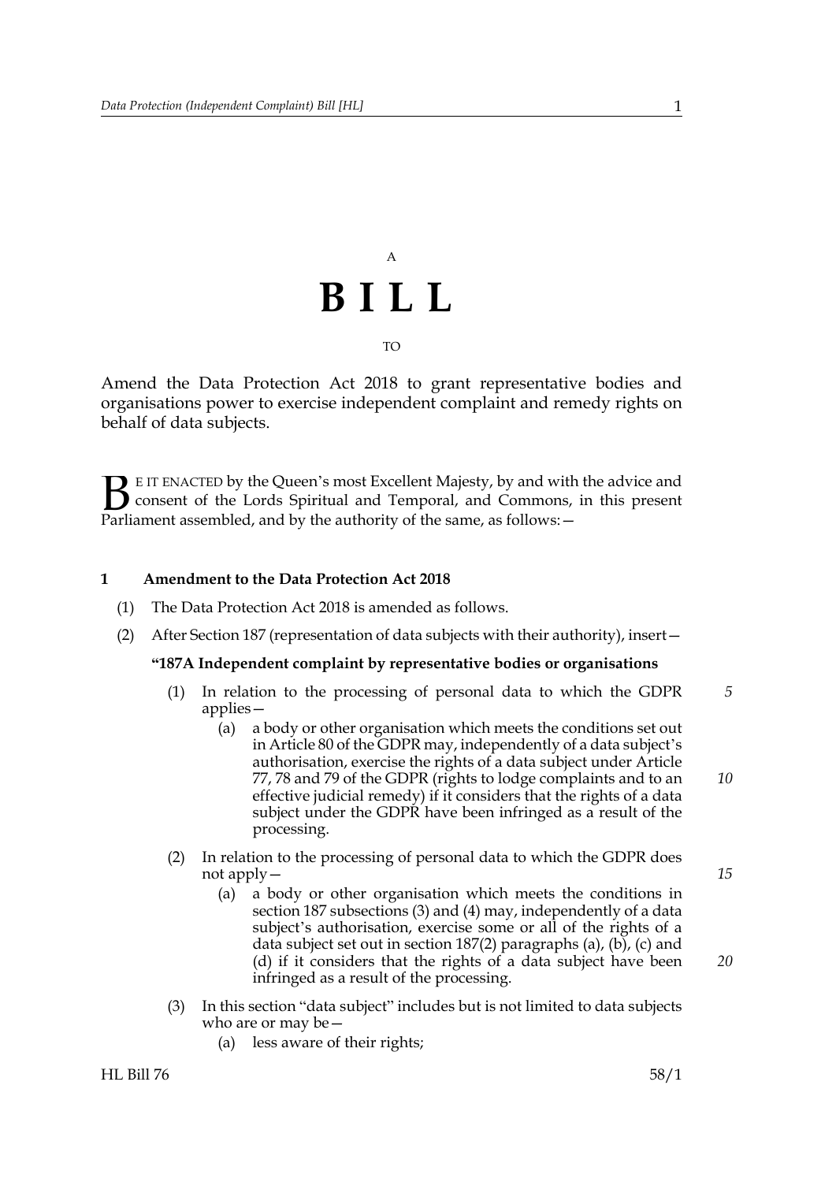A

# B I L L

TO

Amend the Data Protection Act 2018 to grant representative bodies and organisations power to exercise independent complaint and remedy rights on behalf of data subjects.

BE IT ENACTED by the Queen's most Excellent Majesty, by and with the advice and consent of the Lords Spiritual and Temporal, and Commons, in this present Parliament assembled, and by the authority of the same, as follows:—

## 1 Amendment to the Data Protection Act 2018

(1) The Data Protection Act 2018 is amended as follows.

(2) After Section 187 (representation of data subjects with their authority), insert—

**"187A Independent complaint by representative bodies or organisations**

(1) In relation to the processing of personal data to which the GDPR applies—

(a) a body or other organisation which meets the conditions set out in Article 80 of the GDPR may, independently of a data subject's authorisation, exercise the rights of a data subject under Article 77, 78 and 79 of the GDPR (rights to lodge complaints and to an effective judicial remedy) if it considers that the rights of a data subject under the GDPR have been infringed as a result of the processing.

(2) In relation to the processing of personal data to which the GDPR does not apply—

(a) a body or other organisation which meets the conditions in section 187 subsections (3) and (4) may, independently of a data subject's authorisation, exercise some or all of the rights of a data subject set out in section 187(2) paragraphs (a), (b), (c) and (d) if it considers that the rights of a data subject have been infringed as a result of the processing.

(3) In this section "data subject" includes but is not limited to data subjects who are or may be—

(a) less aware of their rights;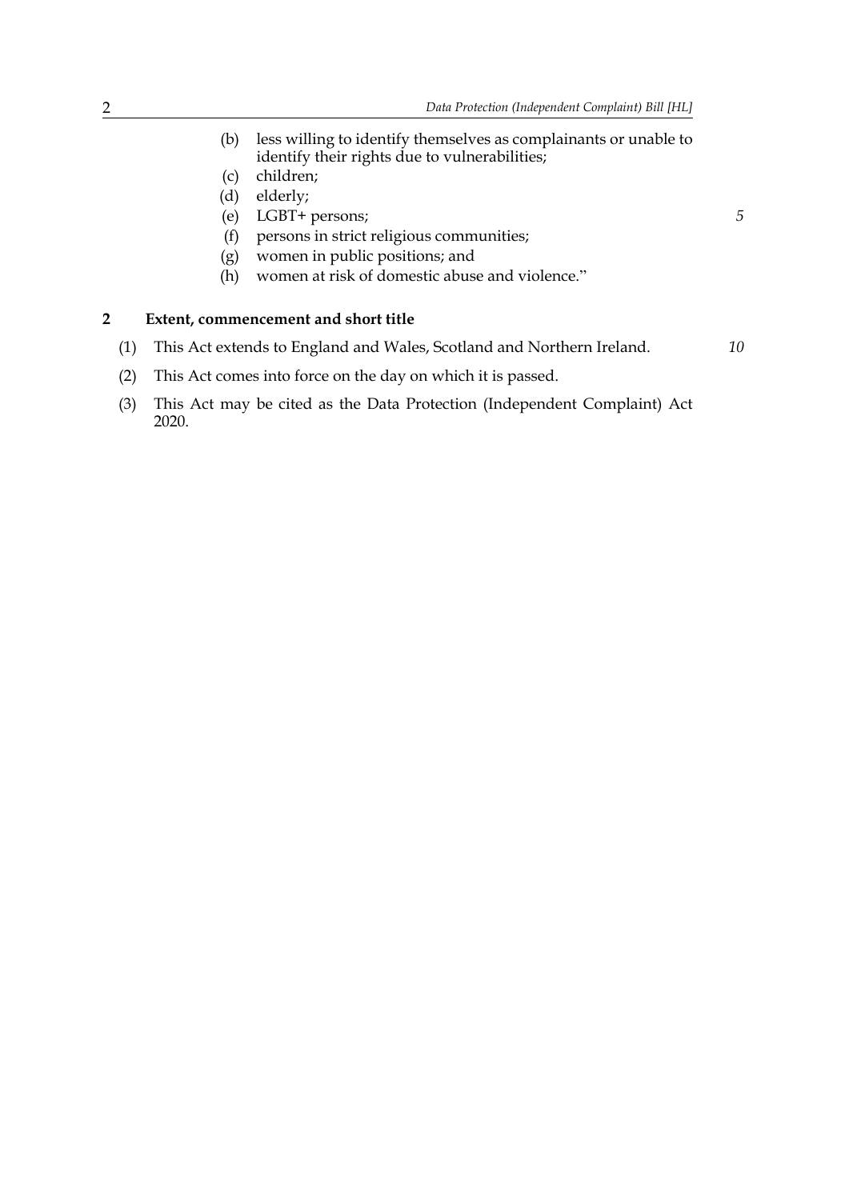(b) less willing to identify themselves as complainants or unable to identify their rights due to vulnerabilities;

(c) children;

(d) elderly;

(e) LGBT+ persons;

(f) persons in strict religious communities;

(g) women in public positions; and

(h) women at risk of domestic abuse and violence."

**2 Extent, commencement and short title**

(1) This Act extends to England and Wales, Scotland and Northern Ireland.

(2) This Act comes into force on the day on which it is passed.

(3) This Act may be cited as the Data Protection (Independent Complaint) Act 2020.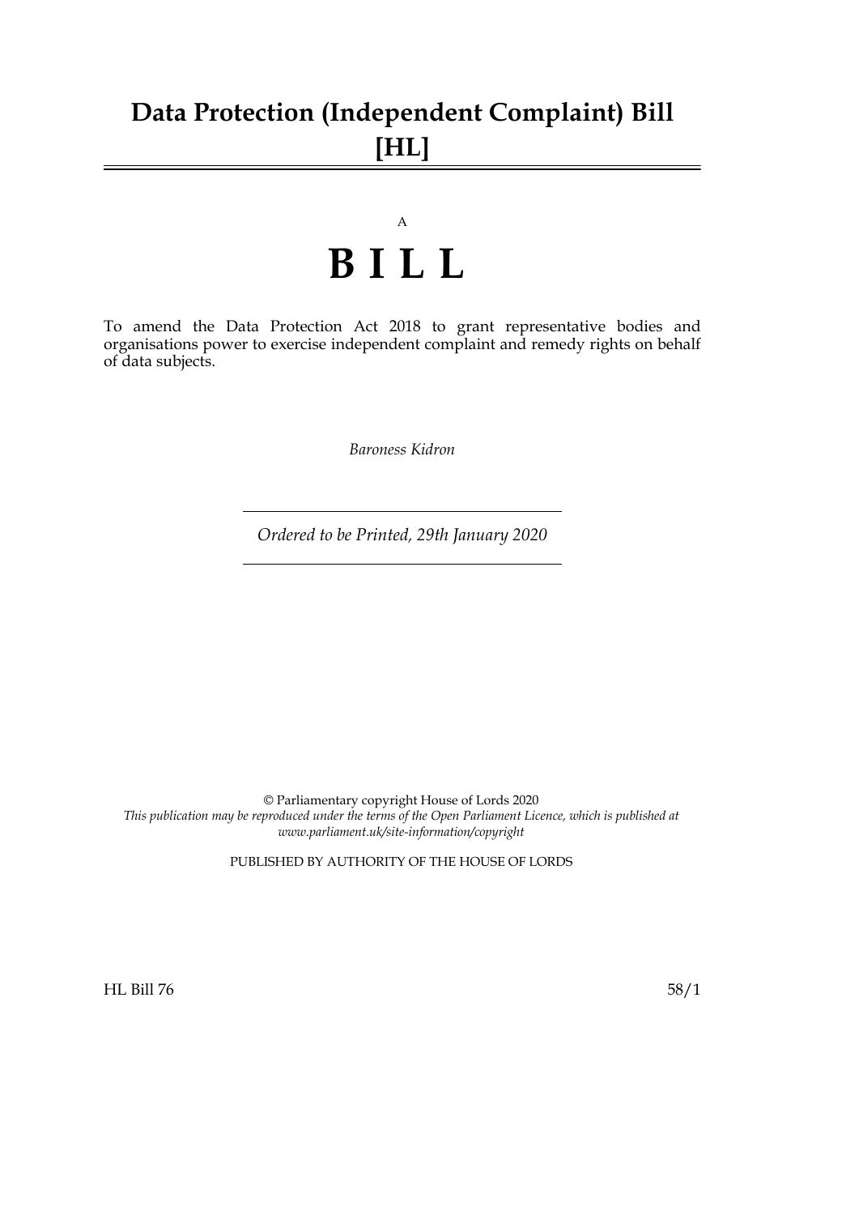# Data Protection (Independent Complaint) Bill [HL]

A

# B I L L

To amend the Data Protection Act 2018 to grant representative bodies and organisations power to exercise independent complaint and remedy rights on behalf of data subjects.

*Baroness Kidron*

*Ordered to be Printed, 29th January 2020*

© Parliamentary copyright House of Lords 2020
*This publication may be reproduced under the terms of the Open Parliament Licence, which is published at www.parliament.uk/site-information/copyright*

PUBLISHED BY AUTHORITY OF THE HOUSE OF LORDS

HL Bill 76 58/1